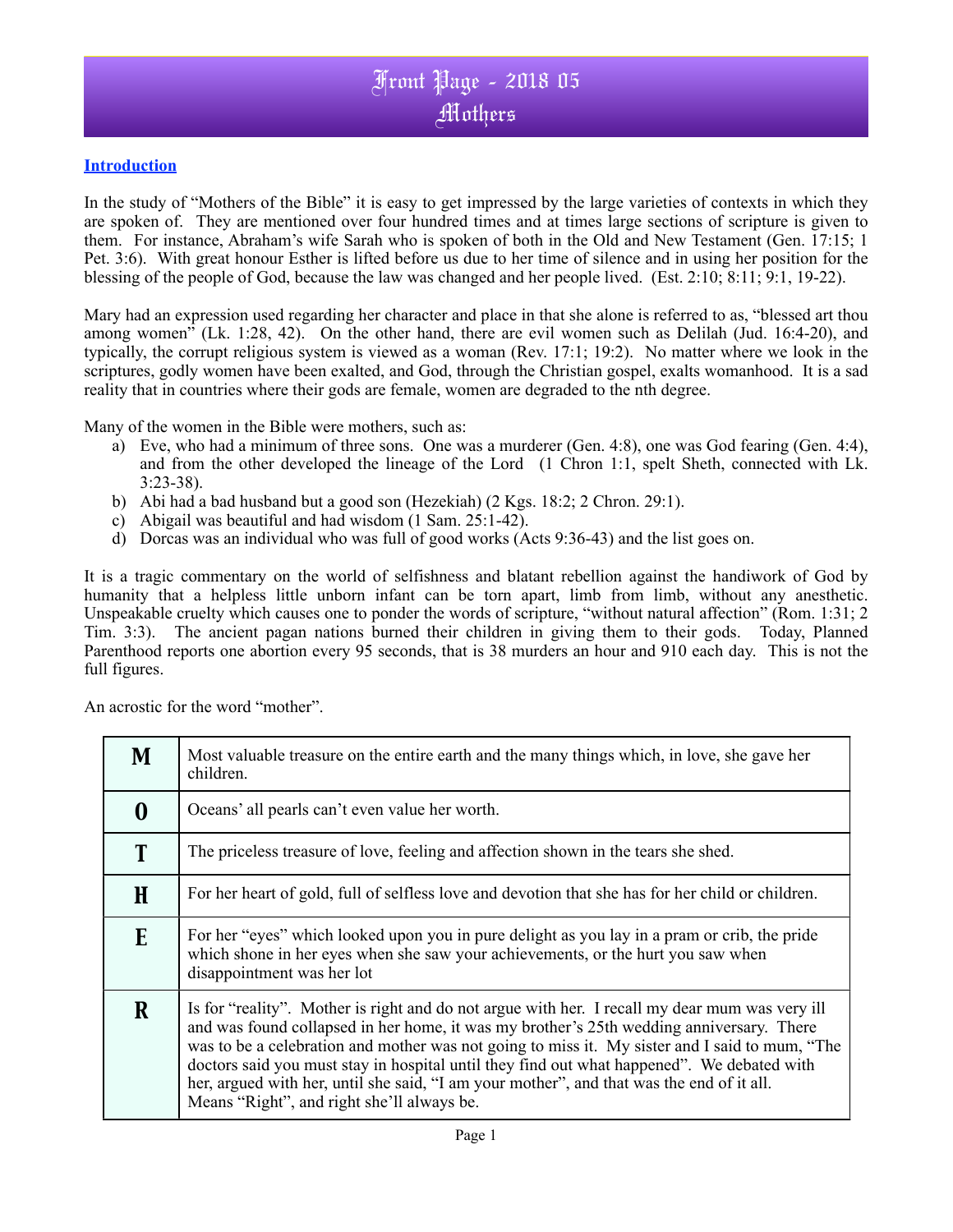# Front Page - 2018 05
# Mothers

**Introduction**

In the study of "Mothers of the Bible" it is easy to get impressed by the large varieties of contexts in which they are spoken of. They are mentioned over four hundred times and at times large sections of scripture is given to them. For instance, Abraham's wife Sarah who is spoken of both in the Old and New Testament (Gen. 17:15; 1 Pet. 3:6). With great honour Esther is lifted before us due to her time of silence and in using her position for the blessing of the people of God, because the law was changed and her people lived. (Est. 2:10; 8:11; 9:1, 19-22).

Mary had an expression used regarding her character and place in that she alone is referred to as, "blessed art thou among women" (Lk. 1:28, 42). On the other hand, there are evil women such as Delilah (Jud. 16:4-20), and typically, the corrupt religious system is viewed as a woman (Rev. 17:1; 19:2). No matter where we look in the scriptures, godly women have been exalted, and God, through the Christian gospel, exalts womanhood. It is a sad reality that in countries where their gods are female, women are degraded to the nth degree.

Many of the women in the Bible were mothers, such as:

a) Eve, who had a minimum of three sons. One was a murderer (Gen. 4:8), one was God fearing (Gen. 4:4), and from the other developed the lineage of the Lord (1 Chron 1:1, spelt Sheth, connected with Lk. 3:23-38).
b) Abi had a bad husband but a good son (Hezekiah) (2 Kgs. 18:2; 2 Chron. 29:1).
c) Abigail was beautiful and had wisdom (1 Sam. 25:1-42).
d) Dorcas was an individual who was full of good works (Acts 9:36-43) and the list goes on.

It is a tragic commentary on the world of selfishness and blatant rebellion against the handiwork of God by humanity that a helpless little unborn infant can be torn apart, limb from limb, without any anesthetic. Unspeakable cruelty which causes one to ponder the words of scripture, "without natural affection" (Rom. 1:31; 2 Tim. 3:3). The ancient pagan nations burned their children in giving them to their gods. Today, Planned Parenthood reports one abortion every 95 seconds, that is 38 murders an hour and 910 each day. This is not the full figures.

An acrostic for the word "mother".

| | |
|---|---|
| **M** | Most valuable treasure on the entire earth and the many things which, in love, she gave her children. |
| **O** | Oceans' all pearls can't even value her worth. |
| **T** | The priceless treasure of love, feeling and affection shown in the tears she shed. |
| **H** | For her heart of gold, full of selfless love and devotion that she has for her child or children. |
| **E** | For her "eyes" which looked upon you in pure delight as you lay in a pram or crib, the pride which shone in her eyes when she saw your achievements, or the hurt you saw when disappointment was her lot |
| **R** | Is for "reality". Mother is right and do not argue with her. I recall my dear mum was very ill and was found collapsed in her home, it was my brother's 25th wedding anniversary. There was to be a celebration and mother was not going to miss it. My sister and I said to mum, "The doctors said you must stay in hospital until they find out what happened". We debated with her, argued with her, until she said, "I am your mother", and that was the end of it all. Means "Right", and right she'll always be. |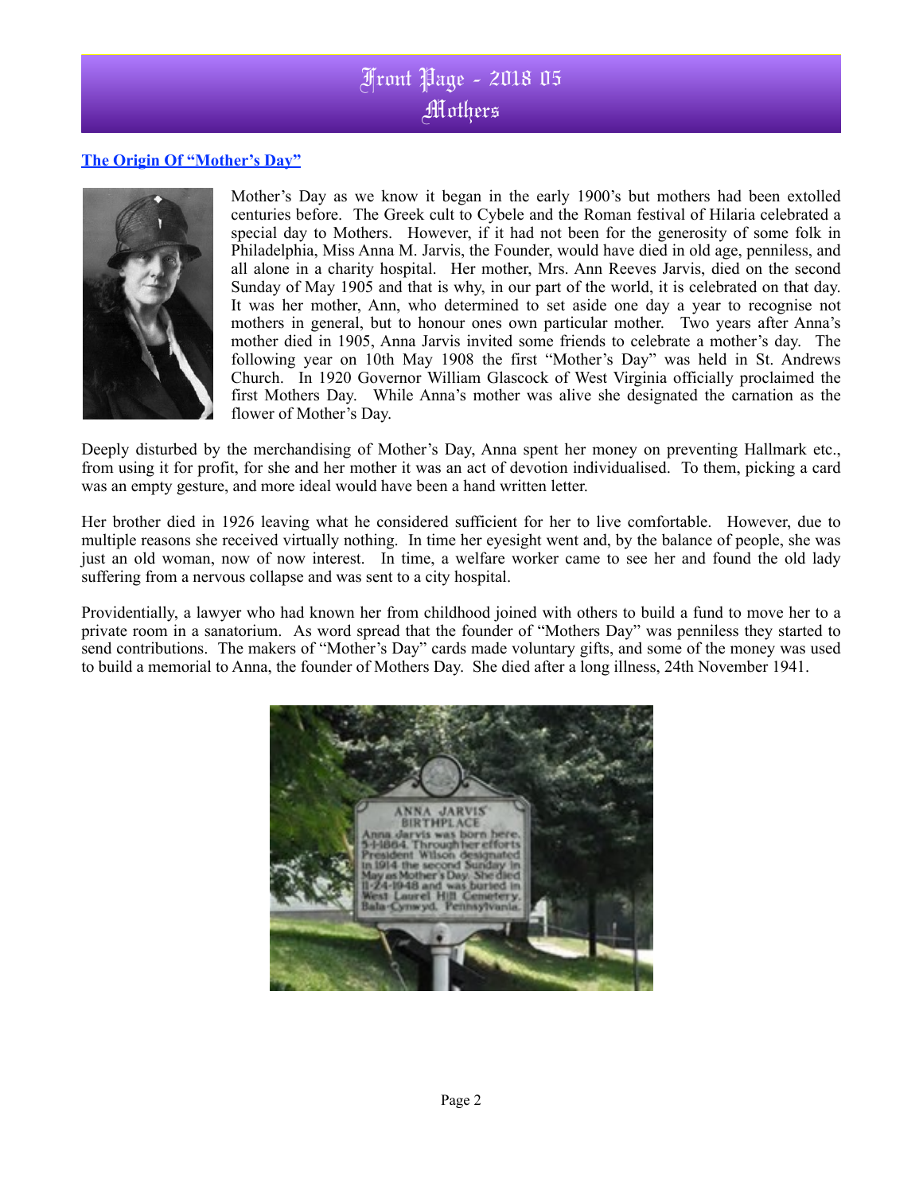# Front Page - 2018 05
## Mothers

### The Origin Of "Mother's Day"

Mother's Day as we know it began in the early 1900's but mothers had been extolled centuries before. The Greek cult to Cybele and the Roman festival of Hilaria celebrated a special day to Mothers. However, if it had not been for the generosity of some folk in Philadelphia, Miss Anna M. Jarvis, the Founder, would have died in old age, penniless, and all alone in a charity hospital. Her mother, Mrs. Ann Reeves Jarvis, died on the second Sunday of May 1905 and that is why, in our part of the world, it is celebrated on that day. It was her mother, Ann, who determined to set aside one day a year to recognise not mothers in general, but to honour ones own particular mother. Two years after Anna's mother died in 1905, Anna Jarvis invited some friends to celebrate a mother's day. The following year on 10th May 1908 the first "Mother's Day" was held in St. Andrews Church. In 1920 Governor William Glascock of West Virginia officially proclaimed the first Mothers Day. While Anna's mother was alive she designated the carnation as the flower of Mother's Day.

Deeply disturbed by the merchandising of Mother's Day, Anna spent her money on preventing Hallmark etc., from using it for profit, for she and her mother it was an act of devotion individualised. To them, picking a card was an empty gesture, and more ideal would have been a hand written letter.

Her brother died in 1926 leaving what he considered sufficient for her to live comfortable. However, due to multiple reasons she received virtually nothing. In time her eyesight went and, by the balance of people, she was just an old woman, now of now interest. In time, a welfare worker came to see her and found the old lady suffering from a nervous collapse and was sent to a city hospital.

Providentially, a lawyer who had known her from childhood joined with others to build a fund to move her to a private room in a sanatorium. As word spread that the founder of "Mothers Day" was penniless they started to send contributions. The makers of "Mother's Day" cards made voluntary gifts, and some of the money was used to build a memorial to Anna, the founder of Mothers Day. She died after a long illness, 24th November 1941.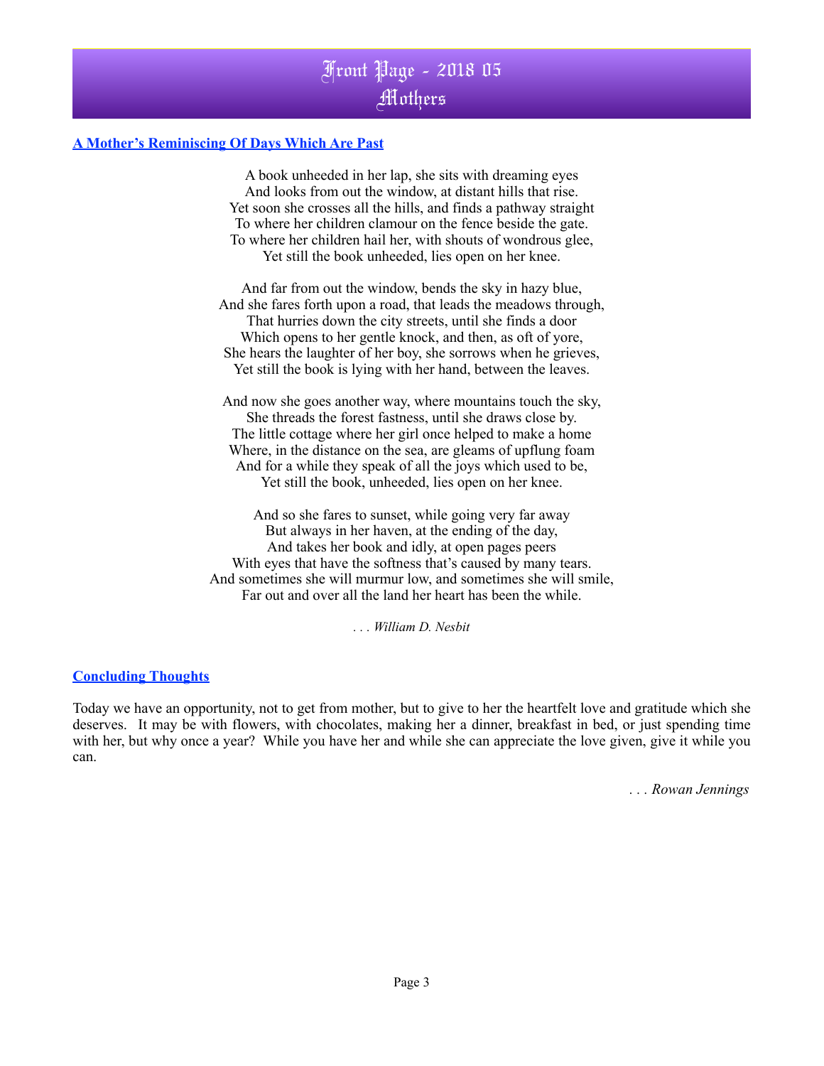# Front Page - 2018 05
# Mothers

## A Mother's Reminiscing Of Days Which Are Past

A book unheeded in her lap, she sits with dreaming eyes
And looks from out the window, at distant hills that rise.
Yet soon she crosses all the hills, and finds a pathway straight
To where her children clamour on the fence beside the gate.
To where her children hail her, with shouts of wondrous glee,
Yet still the book unheeded, lies open on her knee.

And far from out the window, bends the sky in hazy blue,
And she fares forth upon a road, that leads the meadows through,
That hurries down the city streets, until she finds a door
Which opens to her gentle knock, and then, as oft of yore,
She hears the laughter of her boy, she sorrows when he grieves,
Yet still the book is lying with her hand, between the leaves.

And now she goes another way, where mountains touch the sky,
She threads the forest fastness, until she draws close by.
The little cottage where her girl once helped to make a home
Where, in the distance on the sea, are gleams of upflung foam
And for a while they speak of all the joys which used to be,
Yet still the book, unheeded, lies open on her knee.

And so she fares to sunset, while going very far away
But always in her haven, at the ending of the day,
And takes her book and idly, at open pages peers
With eyes that have the softness that's caused by many tears.
And sometimes she will murmur low, and sometimes she will smile,
Far out and over all the land her heart has been the while.

*. . . William D. Nesbit*

## Concluding Thoughts

Today we have an opportunity, not to get from mother, but to give to her the heartfelt love and gratitude which she deserves. It may be with flowers, with chocolates, making her a dinner, breakfast in bed, or just spending time with her, but why once a year? While you have her and while she can appreciate the love given, give it while you can.

*. . . Rowan Jennings*